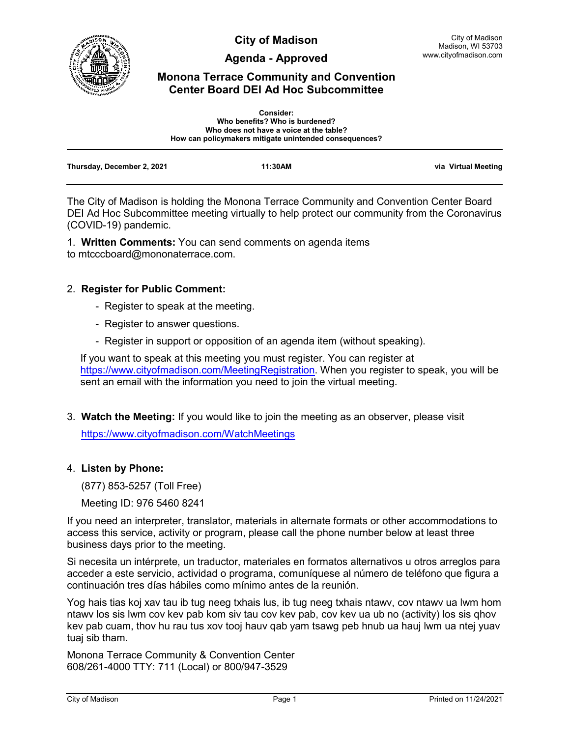# City of Madison

## Agenda - Approved

## Monona Terrace Community and Convention Center Board DEI Ad Hoc Subcommittee

City of Madison
Madison, WI 53703
www.cityofmadison.com

**Consider:**
**Who benefits? Who is burdened?**
**Who does not have a voice at the table?**
**How can policymakers mitigate unintended consequences?**

**Thursday, December 2, 2021** **11:30AM** **via Virtual Meeting**

The City of Madison is holding the Monona Terrace Community and Convention Center Board DEI Ad Hoc Subcommittee meeting virtually to help protect our community from the Coronavirus (COVID-19) pandemic.

1. **Written Comments:** You can send comments on agenda items to mtcccboard@mononaterrace.com.

2. **Register for Public Comment:**
   - Register to speak at the meeting.
   - Register to answer questions.
   - Register in support or opposition of an agenda item (without speaking).

   If you want to speak at this meeting you must register. You can register at https://www.cityofmadison.com/MeetingRegistration. When you register to speak, you will be sent an email with the information you need to join the virtual meeting.

3. **Watch the Meeting:** If you would like to join the meeting as an observer, please visit

   https://www.cityofmadison.com/WatchMeetings

4. **Listen by Phone:**

   (877) 853-5257 (Toll Free)

   Meeting ID: 976 5460 8241

If you need an interpreter, translator, materials in alternate formats or other accommodations to access this service, activity or program, please call the phone number below at least three business days prior to the meeting.

Si necesita un intérprete, un traductor, materiales en formatos alternativos u otros arreglos para acceder a este servicio, actividad o programa, comuníquese al número de teléfono que figura a continuación tres días hábiles como mínimo antes de la reunión.

Yog hais tias koj xav tau ib tug neeg txhais lus, ib tug neeg txhais ntawv, cov ntawv ua lwm hom ntawv los sis lwm cov kev pab kom siv tau cov kev pab, cov kev ua ub no (activity) los sis qhov kev pab cuam, thov hu rau tus xov tooj hauv qab yam tsawg peb hnub ua hauj lwm ua ntej yuav tuaj sib tham.

Monona Terrace Community & Convention Center
608/261-4000 TTY: 711 (Local) or 800/947-3529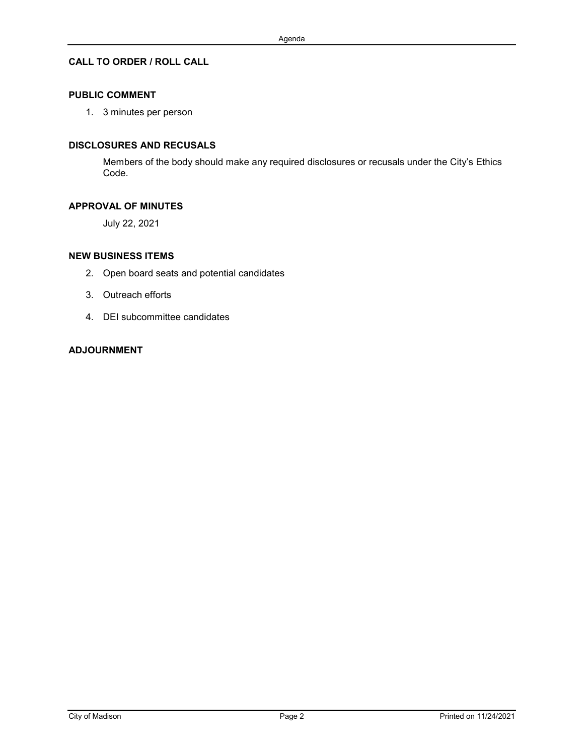## CALL TO ORDER / ROLL CALL

## PUBLIC COMMENT

1. 3 minutes per person

## DISCLOSURES AND RECUSALS

Members of the body should make any required disclosures or recusals under the City's Ethics Code.

## APPROVAL OF MINUTES

July 22, 2021

## NEW BUSINESS ITEMS

2. Open board seats and potential candidates
3. Outreach efforts
4. DEI subcommittee candidates

## ADJOURNMENT